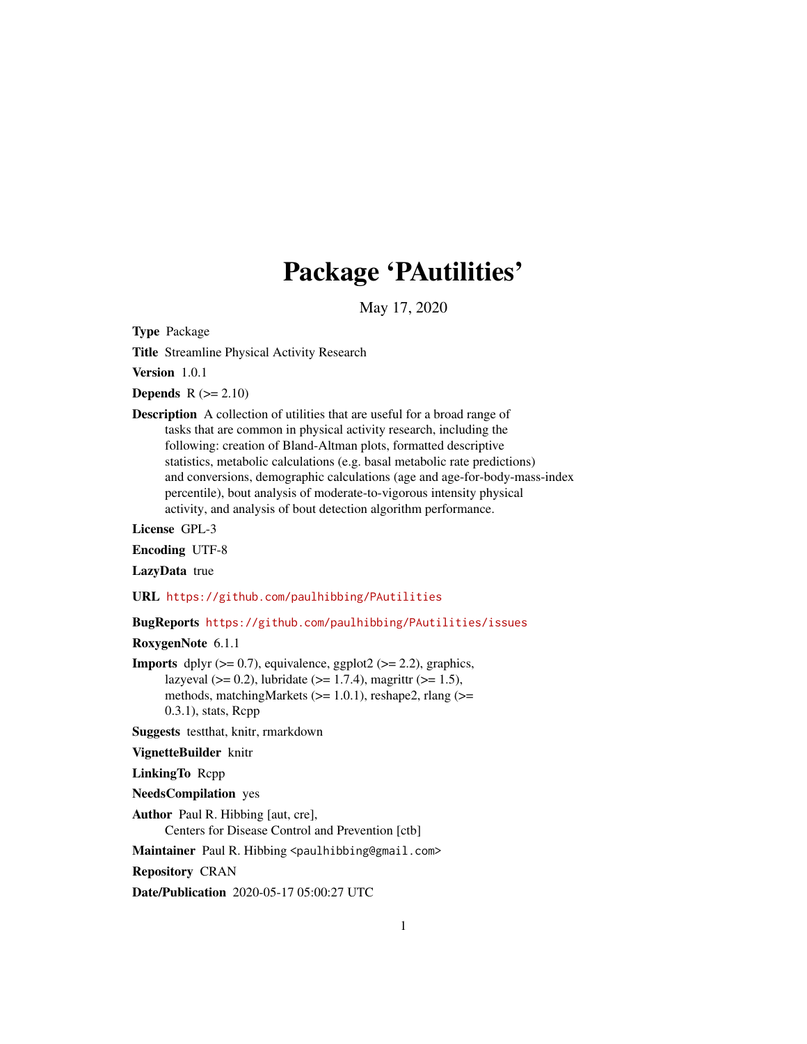# Package 'PAutilities'

May 17, 2020

**Type** Package

**Title** Streamline Physical Activity Research

**Version** 1.0.1

**Depends** R (>= 2.10)

**Description** A collection of utilities that are useful for a broad range of tasks that are common in physical activity research, including the following: creation of Bland-Altman plots, formatted descriptive statistics, metabolic calculations (e.g. basal metabolic rate predictions) and conversions, demographic calculations (age and age-for-body-mass-index percentile), bout analysis of moderate-to-vigorous intensity physical activity, and analysis of bout detection algorithm performance.

**License** GPL-3

**Encoding** UTF-8

**LazyData** true

**URL** https://github.com/paulhibbing/PAutilities

**BugReports** https://github.com/paulhibbing/PAutilities/issues

**RoxygenNote** 6.1.1

**Imports** dplyr (>= 0.7), equivalence, ggplot2 (>= 2.2), graphics, lazyeval (>= 0.2), lubridate (>= 1.7.4), magrittr (>= 1.5), methods, matchingMarkets (>= 1.0.1), reshape2, rlang (>= 0.3.1), stats, Rcpp

**Suggests** testthat, knitr, rmarkdown

**VignetteBuilder** knitr

**LinkingTo** Rcpp

**NeedsCompilation** yes

**Author** Paul R. Hibbing [aut, cre], Centers for Disease Control and Prevention [ctb]

**Maintainer** Paul R. Hibbing <paulhibbing@gmail.com>

**Repository** CRAN

**Date/Publication** 2020-05-17 05:00:27 UTC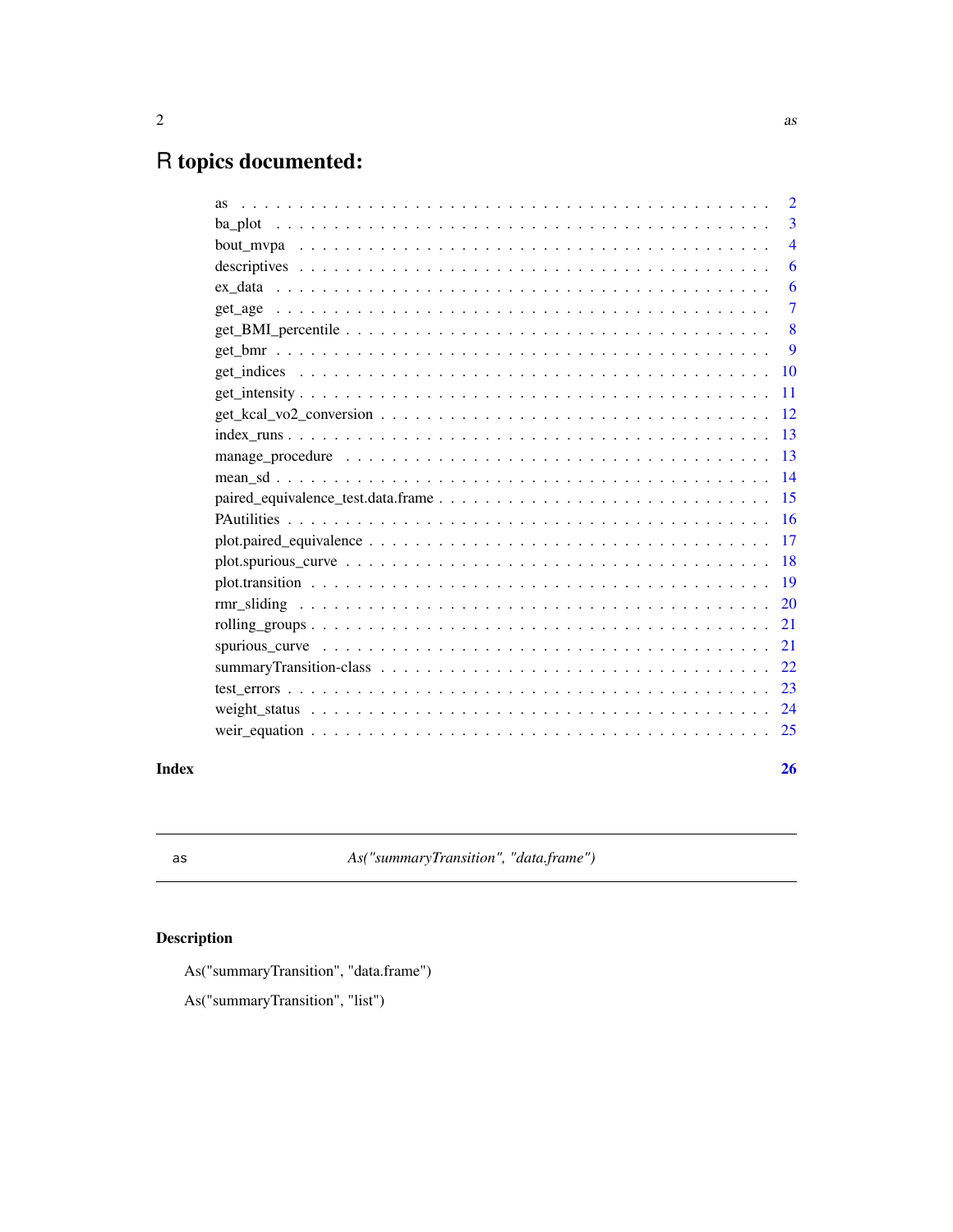# R topics documented:

| | |
|---|---|
| as | 2 |
| ba_plot | 3 |
| bout_mvpa | 4 |
| descriptives | 6 |
| ex_data | 6 |
| get_age | 7 |
| get_BMI_percentile | 8 |
| get_bmr | 9 |
| get_indices | 10 |
| get_intensity | 11 |
| get_kcal_vo2_conversion | 12 |
| index_runs | 13 |
| manage_procedure | 13 |
| mean_sd | 14 |
| paired_equivalence_test.data.frame | 15 |
| PAutilities | 16 |
| plot.paired_equivalence | 17 |
| plot.spurious_curve | 18 |
| plot.transition | 19 |
| rmr_sliding | 20 |
| rolling_groups | 21 |
| spurious_curve | 21 |
| summaryTransition-class | 22 |
| test_errors | 23 |
| weight_status | 24 |
| weir_equation | 25 |

**Index** **26**

---

`as` *As("summaryTransition", "data.frame")*

## Description

As("summaryTransition", "data.frame")

As("summaryTransition", "list")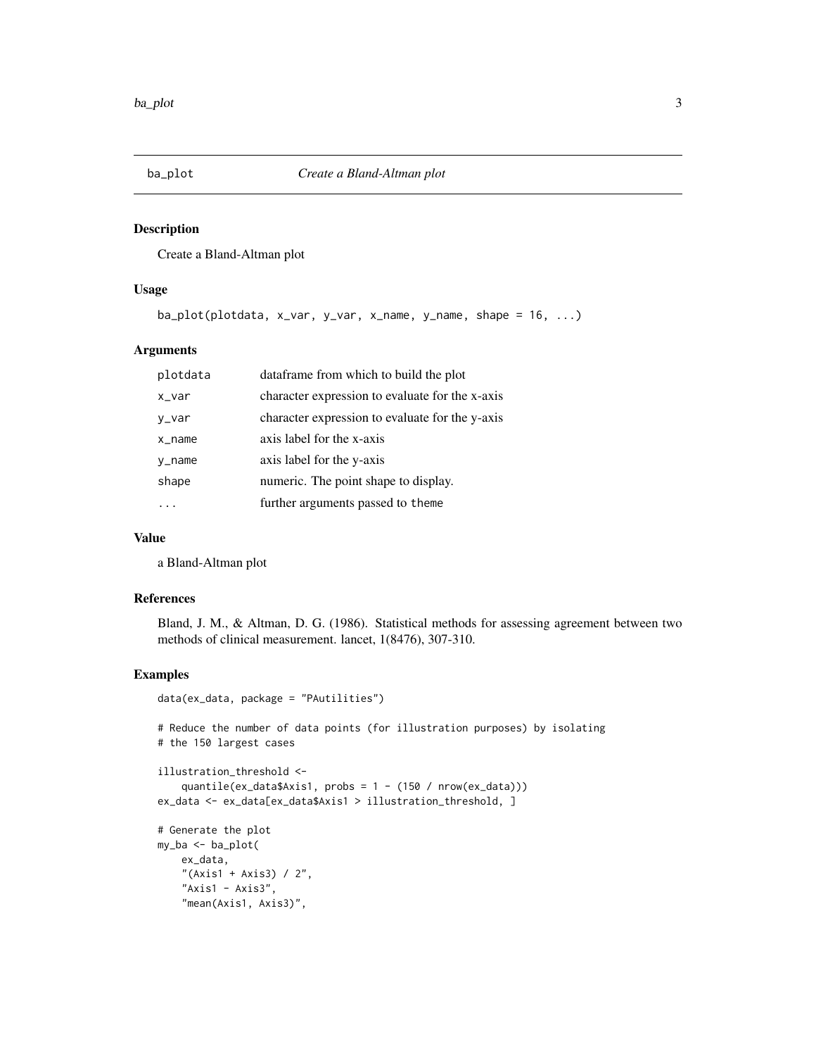## ba_plot — *Create a Bland-Altman plot*

### Description

Create a Bland-Altman plot

### Usage

```
ba_plot(plotdata, x_var, y_var, x_name, y_name, shape = 16, ...)
```

### Arguments

| | |
|---|---|
| plotdata | dataframe from which to build the plot |
| x_var | character expression to evaluate for the x-axis |
| y_var | character expression to evaluate for the y-axis |
| x_name | axis label for the x-axis |
| y_name | axis label for the y-axis |
| shape | numeric. The point shape to display. |
| ... | further arguments passed to `theme` |

### Value

a Bland-Altman plot

### References

Bland, J. M., & Altman, D. G. (1986). Statistical methods for assessing agreement between two methods of clinical measurement. lancet, 1(8476), 307-310.

### Examples

```
data(ex_data, package = "PAutilities")

# Reduce the number of data points (for illustration purposes) by isolating
# the 150 largest cases

illustration_threshold <-
    quantile(ex_data$Axis1, probs = 1 - (150 / nrow(ex_data)))
ex_data <- ex_data[ex_data$Axis1 > illustration_threshold, ]

# Generate the plot
my_ba <- ba_plot(
    ex_data,
    "(Axis1 + Axis3) / 2",
    "Axis1 - Axis3",
    "mean(Axis1, Axis3)",
```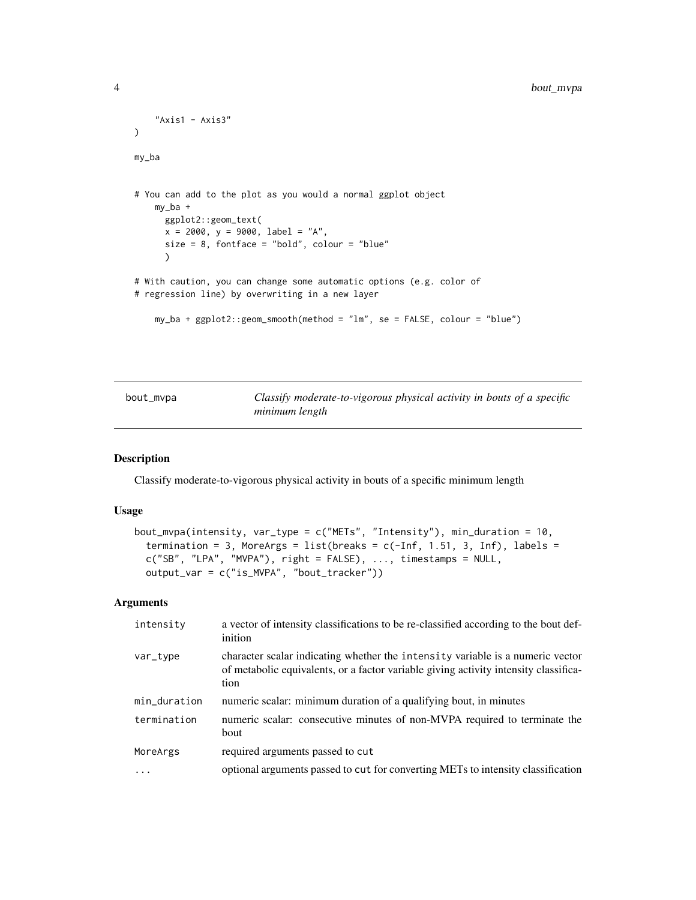```
    "Axis1 - Axis3"
)

my_ba


# You can add to the plot as you would a normal ggplot object
    my_ba +
      ggplot2::geom_text(
      x = 2000, y = 9000, label = "A",
      size = 8, fontface = "bold", colour = "blue"
      )

# With caution, you can change some automatic options (e.g. color of
# regression line) by overwriting in a new layer

    my_ba + ggplot2::geom_smooth(method = "lm", se = FALSE, colour = "blue")
```

---

## bout_mvpa — *Classify moderate-to-vigorous physical activity in bouts of a specific minimum length*

### Description

Classify moderate-to-vigorous physical activity in bouts of a specific minimum length

### Usage

```
bout_mvpa(intensity, var_type = c("METs", "Intensity"), min_duration = 10,
  termination = 3, MoreArgs = list(breaks = c(-Inf, 1.51, 3, Inf), labels =
  c("SB", "LPA", "MVPA"), right = FALSE), ..., timestamps = NULL,
  output_var = c("is_MVPA", "bout_tracker"))
```

### Arguments

| | |
|---|---|
| `intensity` | a vector of intensity classifications to be re-classified according to the bout definition |
| `var_type` | character scalar indicating whether the `intensity` variable is a numeric vector of metabolic equivalents, or a factor variable giving activity intensity classification |
| `min_duration` | numeric scalar: minimum duration of a qualifying bout, in minutes |
| `termination` | numeric scalar: consecutive minutes of non-MVPA required to terminate the bout |
| `MoreArgs` | required arguments passed to `cut` |
| `...` | optional arguments passed to `cut` for converting METs to intensity classification |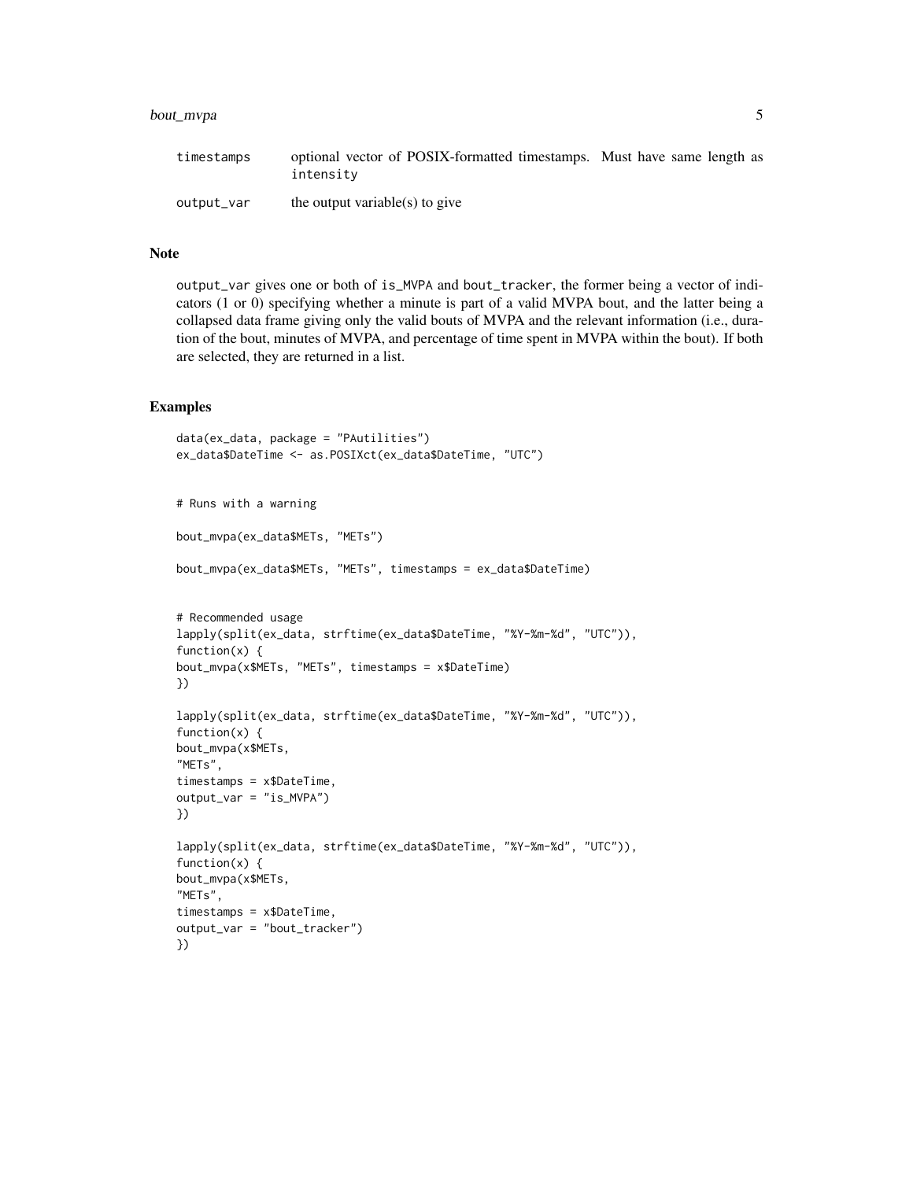| | |
|---|---|
| timestamps | optional vector of POSIX-formatted timestamps. Must have same length as intensity |
| output_var | the output variable(s) to give |

## Note

output_var gives one or both of is_MVPA and bout_tracker, the former being a vector of indicators (1 or 0) specifying whether a minute is part of a valid MVPA bout, and the latter being a collapsed data frame giving only the valid bouts of MVPA and the relevant information (i.e., duration of the bout, minutes of MVPA, and percentage of time spent in MVPA within the bout). If both are selected, they are returned in a list.

## Examples

```
data(ex_data, package = "PAutilities")
ex_data$DateTime <- as.POSIXct(ex_data$DateTime, "UTC")


# Runs with a warning

bout_mvpa(ex_data$METs, "METs")

bout_mvpa(ex_data$METs, "METs", timestamps = ex_data$DateTime)


# Recommended usage
lapply(split(ex_data, strftime(ex_data$DateTime, "%Y-%m-%d", "UTC")),
function(x) {
bout_mvpa(x$METs, "METs", timestamps = x$DateTime)
})

lapply(split(ex_data, strftime(ex_data$DateTime, "%Y-%m-%d", "UTC")),
function(x) {
bout_mvpa(x$METs,
"METs",
timestamps = x$DateTime,
output_var = "is_MVPA")
})

lapply(split(ex_data, strftime(ex_data$DateTime, "%Y-%m-%d", "UTC")),
function(x) {
bout_mvpa(x$METs,
"METs",
timestamps = x$DateTime,
output_var = "bout_tracker")
})
```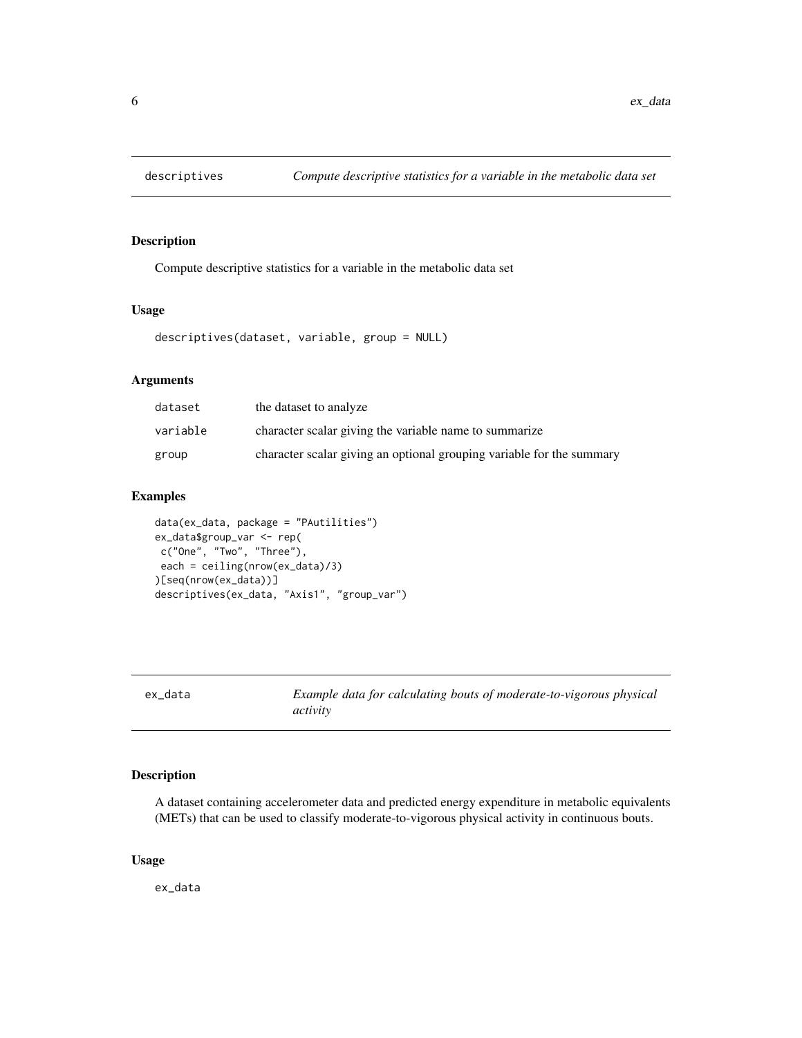## descriptives — *Compute descriptive statistics for a variable in the metabolic data set*

### Description

Compute descriptive statistics for a variable in the metabolic data set

### Usage

```
descriptives(dataset, variable, group = NULL)
```

### Arguments

| | |
|---|---|
| dataset | the dataset to analyze |
| variable | character scalar giving the variable name to summarize |
| group | character scalar giving an optional grouping variable for the summary |

### Examples

```
data(ex_data, package = "PAutilities")
ex_data$group_var <- rep(
 c("One", "Two", "Three"),
 each = ceiling(nrow(ex_data)/3)
)[seq(nrow(ex_data))]
descriptives(ex_data, "Axis1", "group_var")
```

## ex_data — *Example data for calculating bouts of moderate-to-vigorous physical activity*

### Description

A dataset containing accelerometer data and predicted energy expenditure in metabolic equivalents (METs) that can be used to classify moderate-to-vigorous physical activity in continuous bouts.

### Usage

```
ex_data
```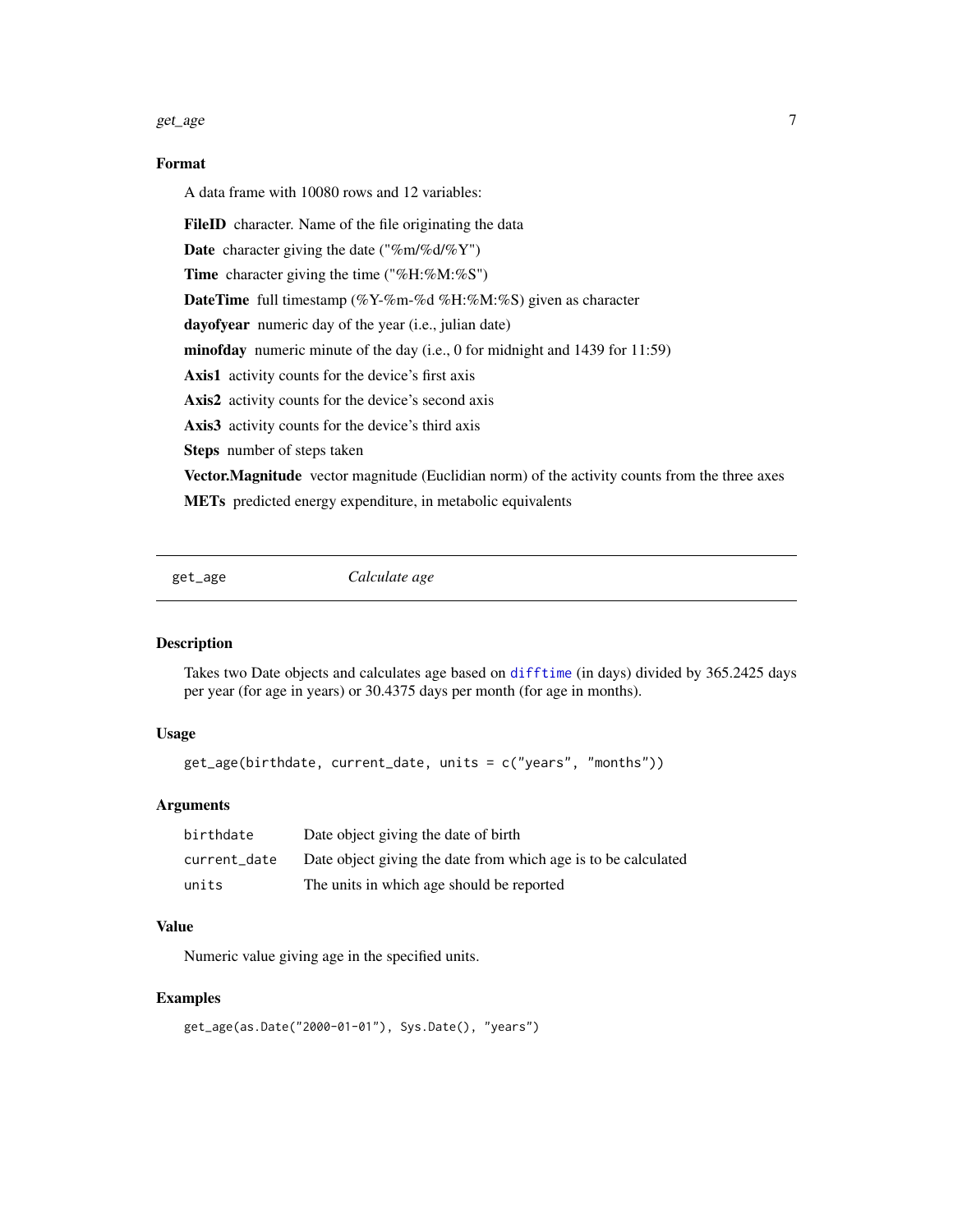### Format

A data frame with 10080 rows and 12 variables:

**FileID** character. Name of the file originating the data

**Date** character giving the date ("%m/%d/%Y")

**Time** character giving the time ("%H:%M:%S")

**DateTime** full timestamp (%Y-%m-%d %H:%M:%S) given as character

**dayofyear** numeric day of the year (i.e., julian date)

**minofday** numeric minute of the day (i.e., 0 for midnight and 1439 for 11:59)

**Axis1** activity counts for the device's first axis

**Axis2** activity counts for the device's second axis

**Axis3** activity counts for the device's third axis

**Steps** number of steps taken

**Vector.Magnitude** vector magnitude (Euclidian norm) of the activity counts from the three axes

**METs** predicted energy expenditure, in metabolic equivalents

---

## get_age *Calculate age*

### Description

Takes two Date objects and calculates age based on difftime (in days) divided by 365.2425 days per year (for age in years) or 30.4375 days per month (for age in months).

### Usage

```
get_age(birthdate, current_date, units = c("years", "months"))
```

### Arguments

| | |
|---|---|
| birthdate | Date object giving the date of birth |
| current_date | Date object giving the date from which age is to be calculated |
| units | The units in which age should be reported |

### Value

Numeric value giving age in the specified units.

### Examples

```
get_age(as.Date("2000-01-01"), Sys.Date(), "years")
```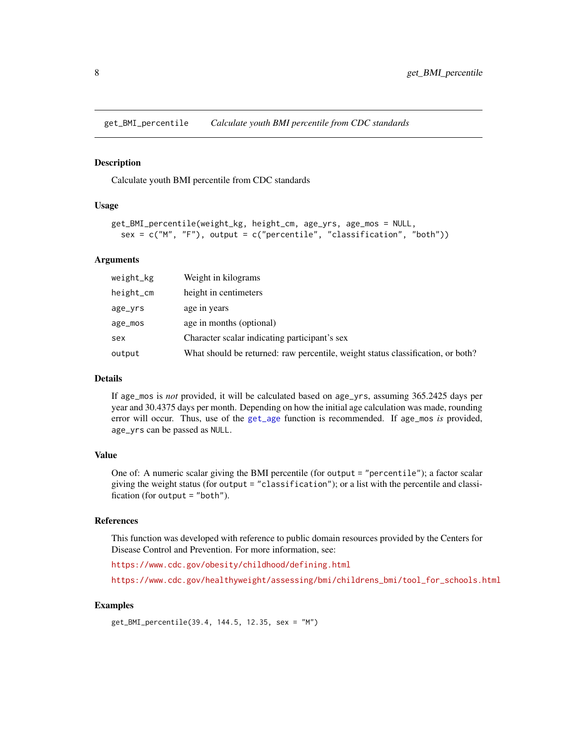## get_BMI_percentile *Calculate youth BMI percentile from CDC standards*

### Description

Calculate youth BMI percentile from CDC standards

### Usage

```
get_BMI_percentile(weight_kg, height_cm, age_yrs, age_mos = NULL,
  sex = c("M", "F"), output = c("percentile", "classification", "both"))
```

### Arguments

| | |
|---|---|
| weight_kg | Weight in kilograms |
| height_cm | height in centimeters |
| age_yrs | age in years |
| age_mos | age in months (optional) |
| sex | Character scalar indicating participant's sex |
| output | What should be returned: raw percentile, weight status classification, or both? |

### Details

If `age_mos` is *not* provided, it will be calculated based on `age_yrs`, assuming 365.2425 days per year and 30.4375 days per month. Depending on how the initial age calculation was made, rounding error will occur. Thus, use of the `get_age` function is recommended. If `age_mos` *is* provided, `age_yrs` can be passed as `NULL`.

### Value

One of: A numeric scalar giving the BMI percentile (for `output = "percentile"`); a factor scalar giving the weight status (for `output = "classification"`); or a list with the percentile and classification (for `output = "both"`).

### References

This function was developed with reference to public domain resources provided by the Centers for Disease Control and Prevention. For more information, see:

https://www.cdc.gov/obesity/childhood/defining.html

https://www.cdc.gov/healthyweight/assessing/bmi/childrens_bmi/tool_for_schools.html

### Examples

```
get_BMI_percentile(39.4, 144.5, 12.35, sex = "M")
```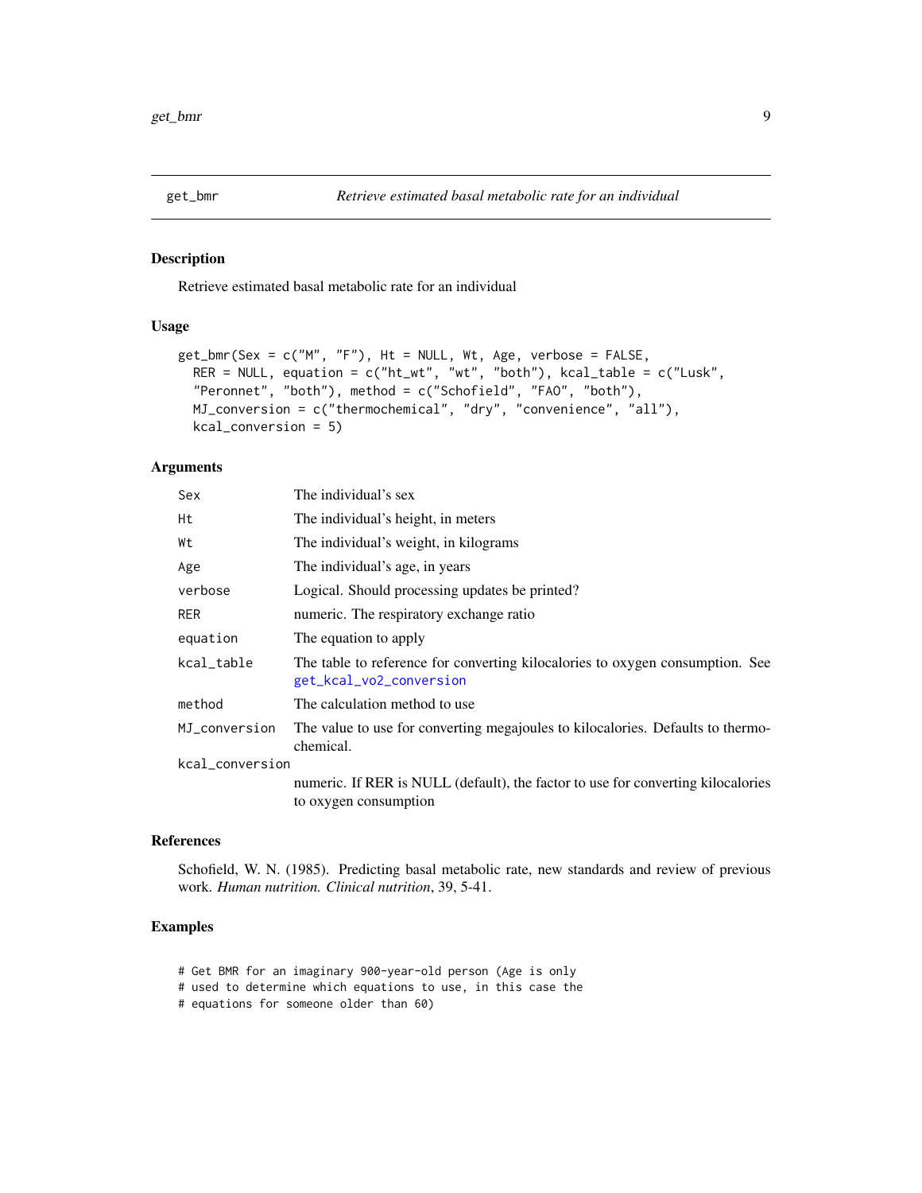## get_bmr — *Retrieve estimated basal metabolic rate for an individual*

### Description

Retrieve estimated basal metabolic rate for an individual

### Usage

```
get_bmr(Sex = c("M", "F"), Ht = NULL, Wt, Age, verbose = FALSE,
  RER = NULL, equation = c("ht_wt", "wt", "both"), kcal_table = c("Lusk",
  "Peronnet", "both"), method = c("Schofield", "FAO", "both"),
  MJ_conversion = c("thermochemical", "dry", "convenience", "all"),
  kcal_conversion = 5)
```

### Arguments

| | |
|---|---|
| `Sex` | The individual's sex |
| `Ht` | The individual's height, in meters |
| `Wt` | The individual's weight, in kilograms |
| `Age` | The individual's age, in years |
| `verbose` | Logical. Should processing updates be printed? |
| `RER` | numeric. The respiratory exchange ratio |
| `equation` | The equation to apply |
| `kcal_table` | The table to reference for converting kilocalories to oxygen consumption. See `get_kcal_vo2_conversion` |
| `method` | The calculation method to use |
| `MJ_conversion` | The value to use for converting megajoules to kilocalories. Defaults to thermochemical. |
| `kcal_conversion` | numeric. If RER is NULL (default), the factor to use for converting kilocalories to oxygen consumption |

### References

Schofield, W. N. (1985). Predicting basal metabolic rate, new standards and review of previous work. *Human nutrition. Clinical nutrition*, 39, 5-41.

### Examples

```
# Get BMR for an imaginary 900-year-old person (Age is only
# used to determine which equations to use, in this case the
# equations for someone older than 60)
```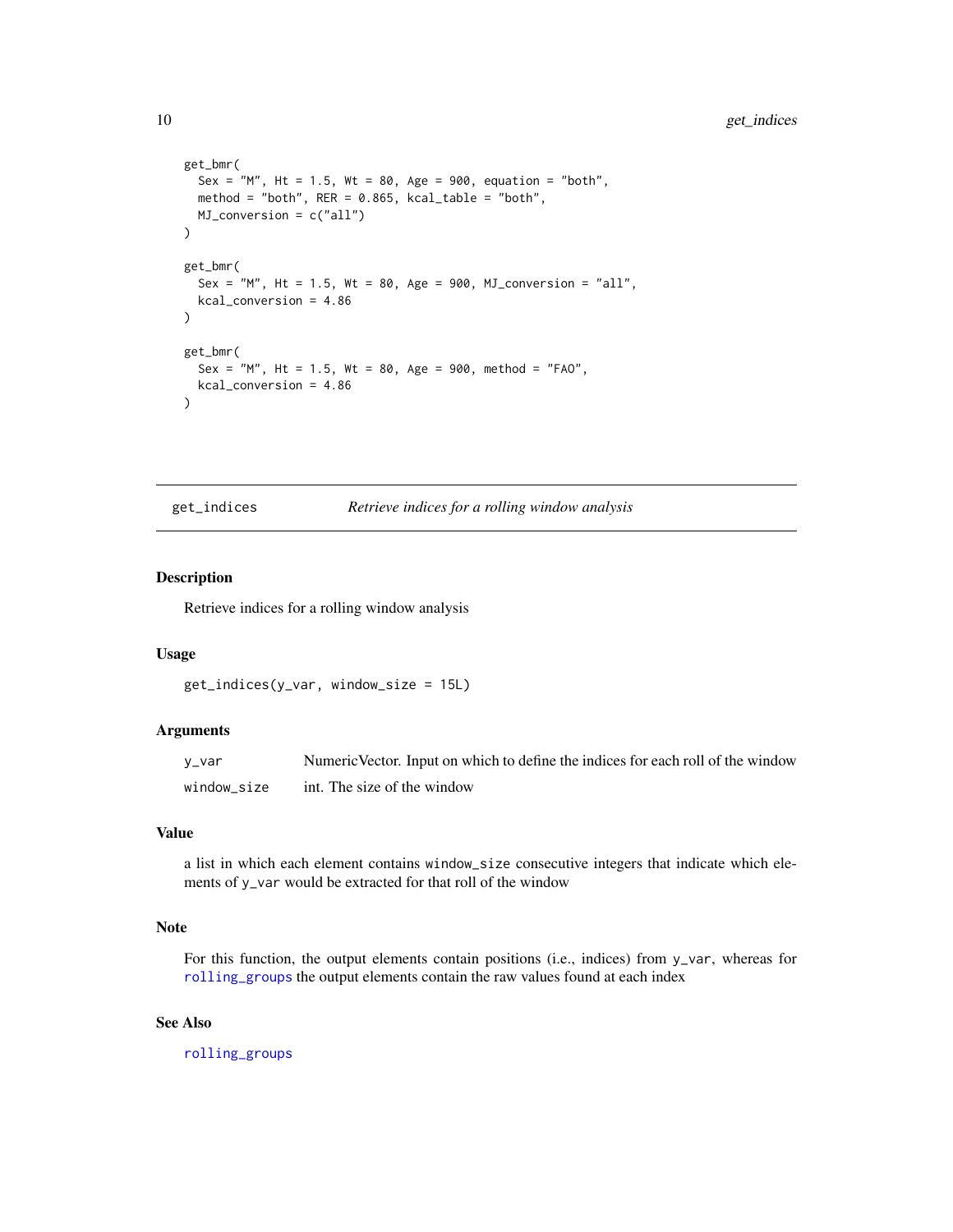```
get_bmr(
  Sex = "M", Ht = 1.5, Wt = 80, Age = 900, equation = "both",
  method = "both", RER = 0.865, kcal_table = "both",
  MJ_conversion = c("all")
)

get_bmr(
  Sex = "M", Ht = 1.5, Wt = 80, Age = 900, MJ_conversion = "all",
  kcal_conversion = 4.86
)

get_bmr(
  Sex = "M", Ht = 1.5, Wt = 80, Age = 900, method = "FAO",
  kcal_conversion = 4.86
)
```

## get_indices — *Retrieve indices for a rolling window analysis*

### Description

Retrieve indices for a rolling window analysis

### Usage

```
get_indices(y_var, window_size = 15L)
```

### Arguments

| | |
|---|---|
| y_var | NumericVector. Input on which to define the indices for each roll of the window |
| window_size | int. The size of the window |

### Value

a list in which each element contains `window_size` consecutive integers that indicate which elements of `y_var` would be extracted for that roll of the window

### Note

For this function, the output elements contain positions (i.e., indices) from `y_var`, whereas for `rolling_groups` the output elements contain the raw values found at each index

### See Also

`rolling_groups`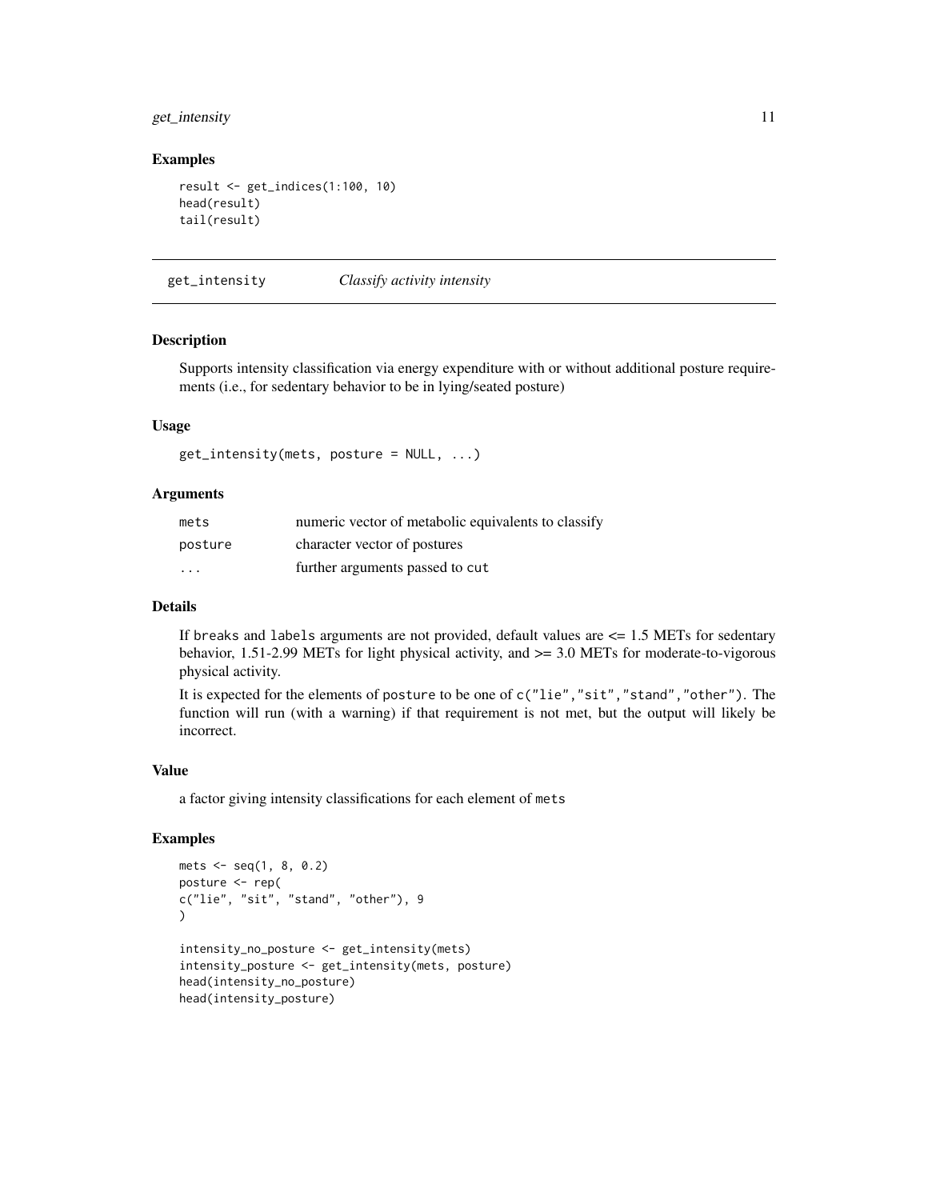### Examples

```
result <- get_indices(1:100, 10)
head(result)
tail(result)
```

## get_intensity — *Classify activity intensity*

### Description

Supports intensity classification via energy expenditure with or without additional posture requirements (i.e., for sedentary behavior to be in lying/seated posture)

### Usage

```
get_intensity(mets, posture = NULL, ...)
```

### Arguments

| | |
|---|---|
| `mets` | numeric vector of metabolic equivalents to classify |
| `posture` | character vector of postures |
| `...` | further arguments passed to `cut` |

### Details

If `breaks` and `labels` arguments are not provided, default values are <= 1.5 METs for sedentary behavior, 1.51-2.99 METs for light physical activity, and >= 3.0 METs for moderate-to-vigorous physical activity.

It is expected for the elements of `posture` to be one of `c("lie","sit","stand","other")`. The function will run (with a warning) if that requirement is not met, but the output will likely be incorrect.

### Value

a factor giving intensity classifications for each element of `mets`

### Examples

```
mets <- seq(1, 8, 0.2)
posture <- rep(
c("lie", "sit", "stand", "other"), 9
)

intensity_no_posture <- get_intensity(mets)
intensity_posture <- get_intensity(mets, posture)
head(intensity_no_posture)
head(intensity_posture)
```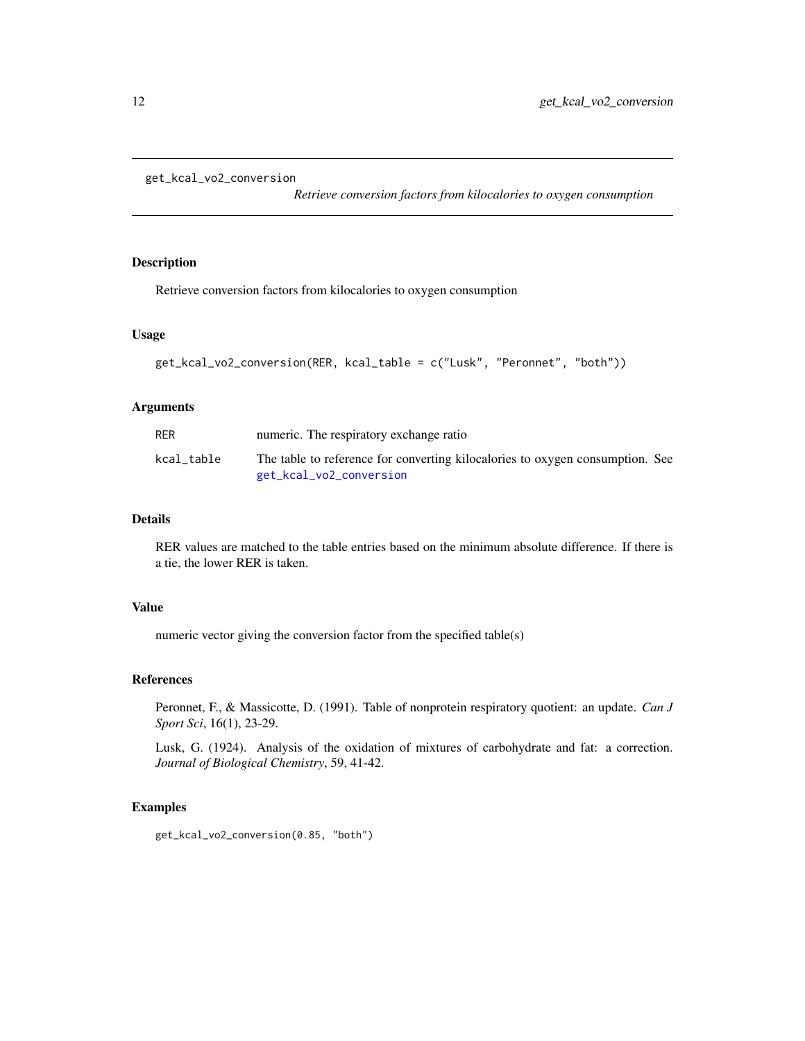get_kcal_vo2_conversion

*Retrieve conversion factors from kilocalories to oxygen consumption*

## Description

Retrieve conversion factors from kilocalories to oxygen consumption

## Usage

```
get_kcal_vo2_conversion(RER, kcal_table = c("Lusk", "Peronnet", "both"))
```

## Arguments

| | |
|---|---|
| RER | numeric. The respiratory exchange ratio |
| kcal_table | The table to reference for converting kilocalories to oxygen consumption. See get_kcal_vo2_conversion |

## Details

RER values are matched to the table entries based on the minimum absolute difference. If there is a tie, the lower RER is taken.

## Value

numeric vector giving the conversion factor from the specified table(s)

## References

Peronnet, F., & Massicotte, D. (1991). Table of nonprotein respiratory quotient: an update. *Can J Sport Sci*, 16(1), 23-29.

Lusk, G. (1924). Analysis of the oxidation of mixtures of carbohydrate and fat: a correction. *Journal of Biological Chemistry*, 59, 41-42.

## Examples

```
get_kcal_vo2_conversion(0.85, "both")
```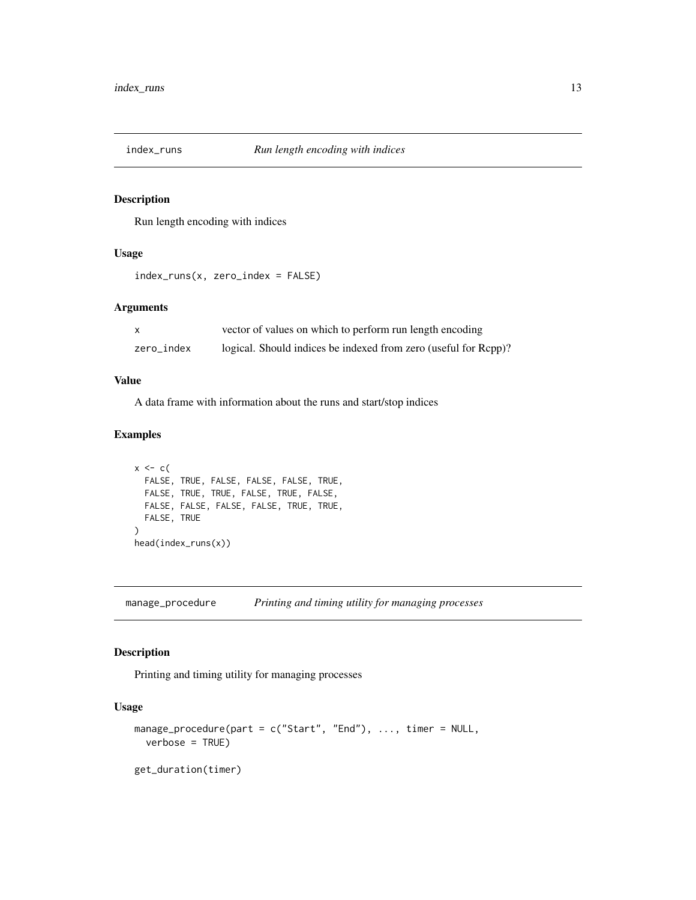## index_runs — *Run length encoding with indices*

### Description

Run length encoding with indices

### Usage

```
index_runs(x, zero_index = FALSE)
```

### Arguments

| | |
|---|---|
| x | vector of values on which to perform run length encoding |
| zero_index | logical. Should indices be indexed from zero (useful for Rcpp)? |

### Value

A data frame with information about the runs and start/stop indices

### Examples

```
x <- c(
  FALSE, TRUE, FALSE, FALSE, FALSE, TRUE,
  FALSE, TRUE, TRUE, FALSE, TRUE, FALSE,
  FALSE, FALSE, FALSE, FALSE, TRUE, TRUE,
  FALSE, TRUE
)
head(index_runs(x))
```

## manage_procedure — *Printing and timing utility for managing processes*

### Description

Printing and timing utility for managing processes

### Usage

```
manage_procedure(part = c("Start", "End"), ..., timer = NULL,
  verbose = TRUE)

get_duration(timer)
```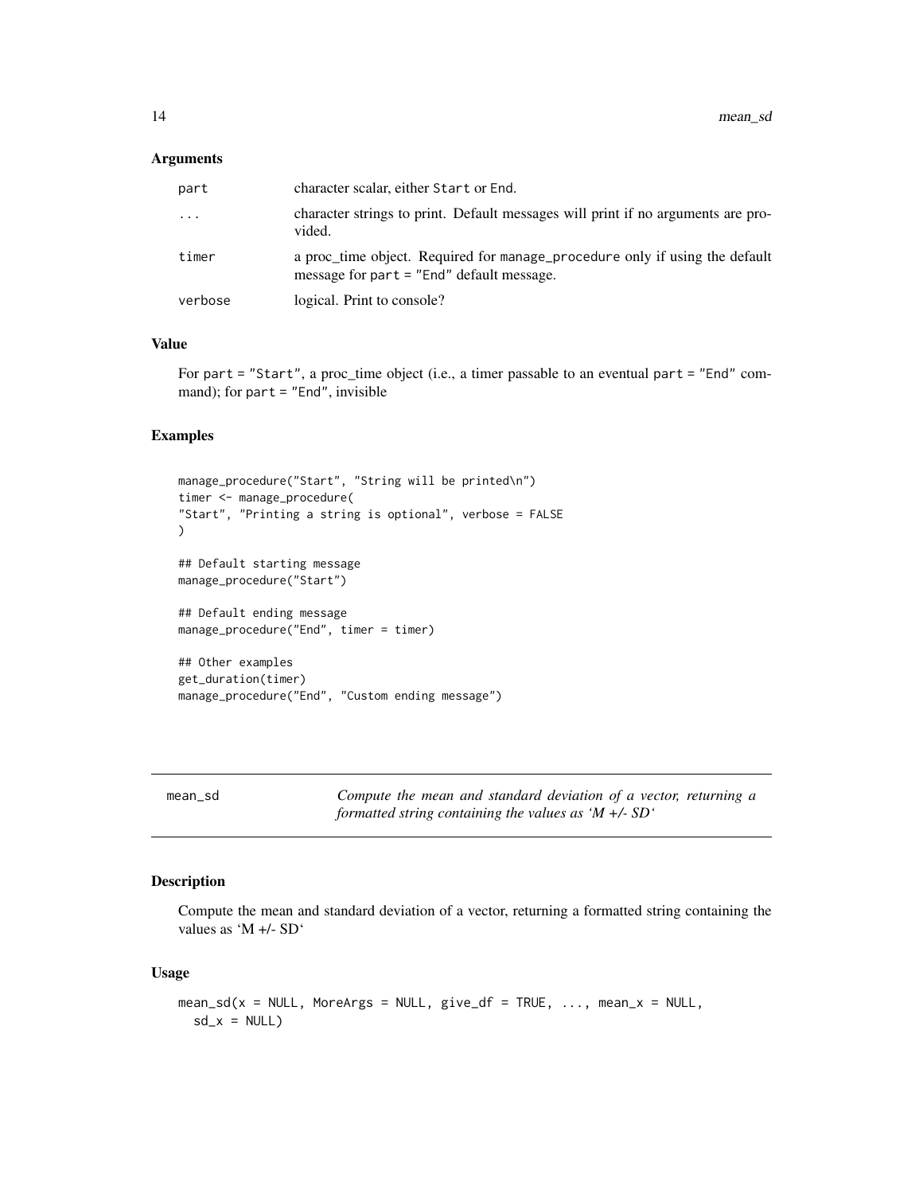### Arguments

| | |
|---|---|
| part | character scalar, either Start or End. |
| ... | character strings to print. Default messages will print if no arguments are provided. |
| timer | a proc_time object. Required for manage_procedure only if using the default message for part = "End" default message. |
| verbose | logical. Print to console? |

### Value

For part = "Start", a proc_time object (i.e., a timer passable to an eventual part = "End" command); for part = "End", invisible

### Examples

```
manage_procedure("Start", "String will be printed\n")
timer <- manage_procedure(
"Start", "Printing a string is optional", verbose = FALSE
)

## Default starting message
manage_procedure("Start")

## Default ending message
manage_procedure("End", timer = timer)

## Other examples
get_duration(timer)
manage_procedure("End", "Custom ending message")
```

---

## mean_sd

*Compute the mean and standard deviation of a vector, returning a formatted string containing the values as 'M +/- SD'*

### Description

Compute the mean and standard deviation of a vector, returning a formatted string containing the values as 'M +/- SD'

### Usage

```
mean_sd(x = NULL, MoreArgs = NULL, give_df = TRUE, ..., mean_x = NULL,
  sd_x = NULL)
```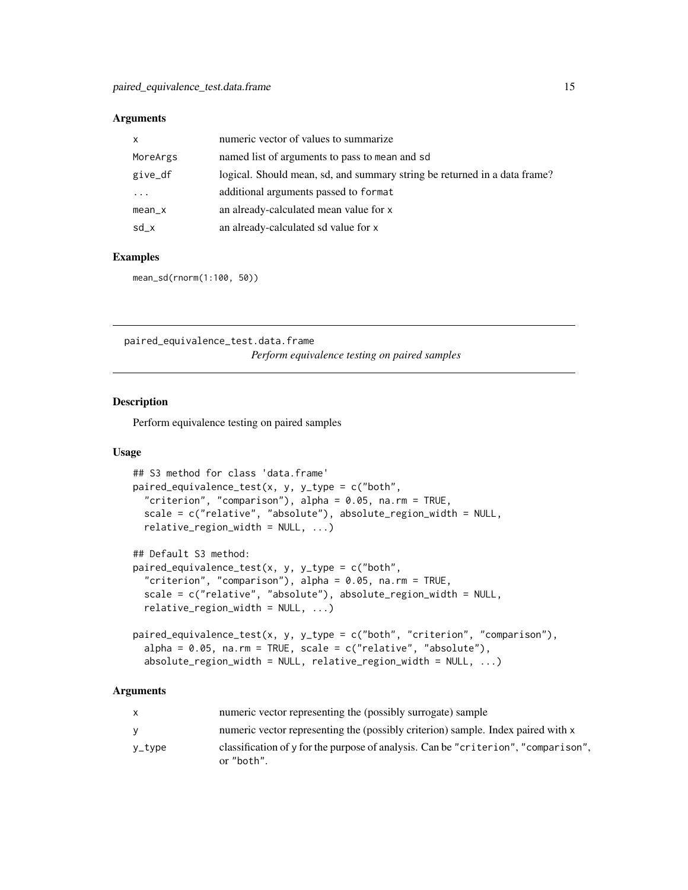### Arguments

| | |
|---|---|
| `x` | numeric vector of values to summarize |
| `MoreArgs` | named list of arguments to pass to `mean` and `sd` |
| `give_df` | logical. Should mean, sd, and summary string be returned in a data frame? |
| `...` | additional arguments passed to `format` |
| `mean_x` | an already-calculated mean value for `x` |
| `sd_x` | an already-calculated sd value for `x` |

### Examples

```
mean_sd(rnorm(1:100, 50))
```

---

## paired_equivalence_test.data.frame

*Perform equivalence testing on paired samples*

---

### Description

Perform equivalence testing on paired samples

### Usage

```
## S3 method for class 'data.frame'
paired_equivalence_test(x, y, y_type = c("both",
  "criterion", "comparison"), alpha = 0.05, na.rm = TRUE,
  scale = c("relative", "absolute"), absolute_region_width = NULL,
  relative_region_width = NULL, ...)

## Default S3 method:
paired_equivalence_test(x, y, y_type = c("both",
  "criterion", "comparison"), alpha = 0.05, na.rm = TRUE,
  scale = c("relative", "absolute"), absolute_region_width = NULL,
  relative_region_width = NULL, ...)

paired_equivalence_test(x, y, y_type = c("both", "criterion", "comparison"),
  alpha = 0.05, na.rm = TRUE, scale = c("relative", "absolute"),
  absolute_region_width = NULL, relative_region_width = NULL, ...)
```

### Arguments

| | |
|---|---|
| `x` | numeric vector representing the (possibly surrogate) sample |
| `y` | numeric vector representing the (possibly criterion) sample. Index paired with `x` |
| `y_type` | classification of `y` for the purpose of analysis. Can be `"criterion"`, `"comparison"`, or `"both"`. |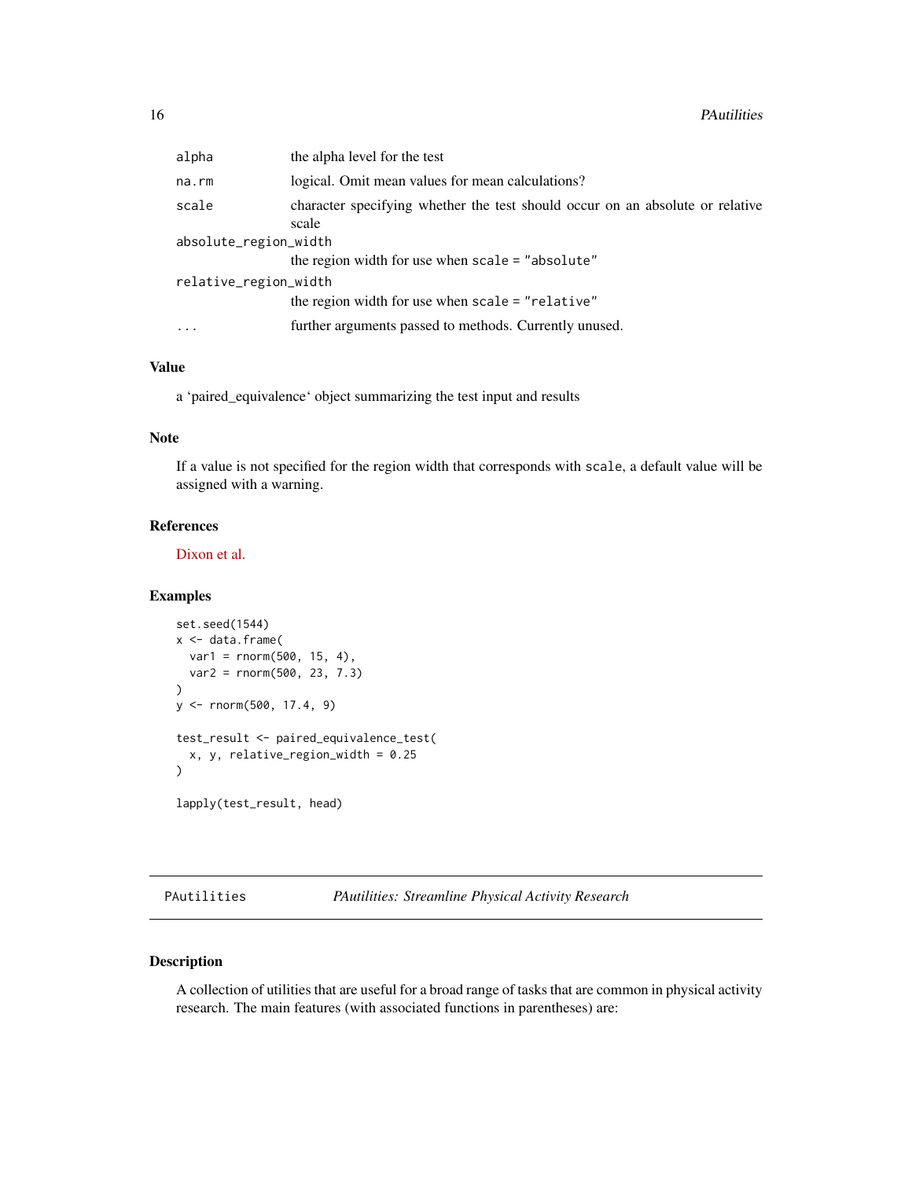| | |
|---|---|
| `alpha` | the alpha level for the test |
| `na.rm` | logical. Omit mean values for mean calculations? |
| `scale` | character specifying whether the test should occur on an absolute or relative scale |
| `absolute_region_width` | the region width for use when `scale = "absolute"` |
| `relative_region_width` | the region width for use when `scale = "relative"` |
| `...` | further arguments passed to methods. Currently unused. |

### Value

a 'paired_equivalence' object summarizing the test input and results

### Note

If a value is not specified for the region width that corresponds with `scale`, a default value will be assigned with a warning.

### References

Dixon et al.

### Examples

```
set.seed(1544)
x <- data.frame(
  var1 = rnorm(500, 15, 4),
  var2 = rnorm(500, 23, 7.3)
)
y <- rnorm(500, 17.4, 9)

test_result <- paired_equivalence_test(
  x, y, relative_region_width = 0.25
)

lapply(test_result, head)
```

---

## PAutilities — *PAutilities: Streamline Physical Activity Research*

### Description

A collection of utilities that are useful for a broad range of tasks that are common in physical activity research. The main features (with associated functions in parentheses) are: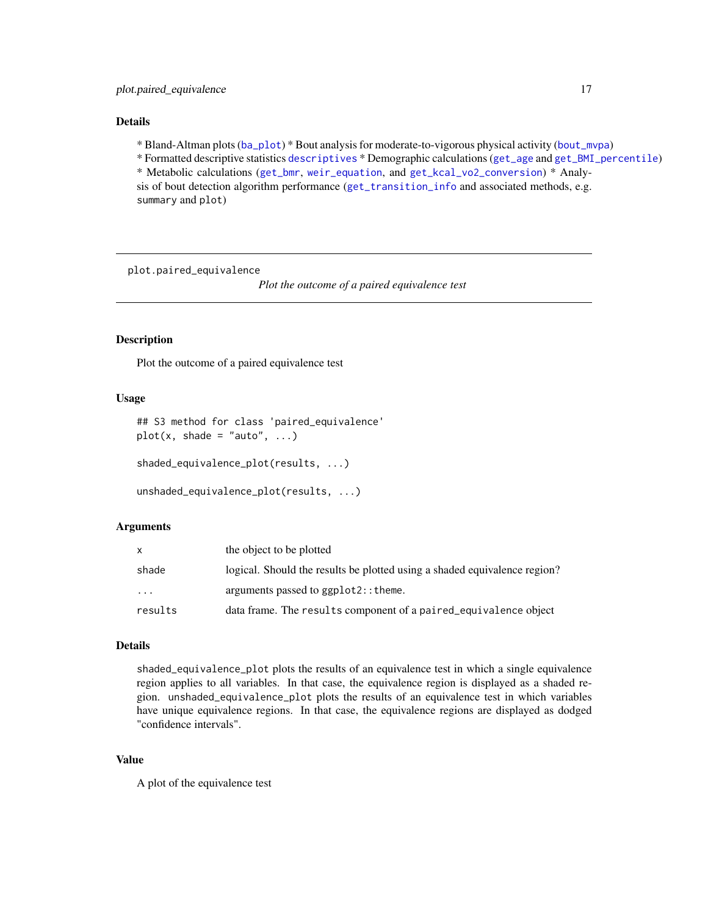## Details

* Bland-Altman plots (`ba_plot`) * Bout analysis for moderate-to-vigorous physical activity (`bout_mvpa`) * Formatted descriptive statistics `descriptives` * Demographic calculations (`get_age` and `get_BMI_percentile`) * Metabolic calculations (`get_bmr`, `weir_equation`, and `get_kcal_vo2_conversion`) * Analysis of bout detection algorithm performance (`get_transition_info` and associated methods, e.g. `summary` and `plot`)

---

`plot.paired_equivalence` — *Plot the outcome of a paired equivalence test*

---

## Description

Plot the outcome of a paired equivalence test

## Usage

```
## S3 method for class 'paired_equivalence'
plot(x, shade = "auto", ...)

shaded_equivalence_plot(results, ...)

unshaded_equivalence_plot(results, ...)
```

## Arguments

| | |
|---|---|
| `x` | the object to be plotted |
| `shade` | logical. Should the results be plotted using a shaded equivalence region? |
| `...` | arguments passed to `ggplot2::theme`. |
| `results` | data frame. The `results` component of a `paired_equivalence` object |

## Details

`shaded_equivalence_plot` plots the results of an equivalence test in which a single equivalence region applies to all variables. In that case, the equivalence region is displayed as a shaded region. `unshaded_equivalence_plot` plots the results of an equivalence test in which variables have unique equivalence regions. In that case, the equivalence regions are displayed as dodged "confidence intervals".

## Value

A plot of the equivalence test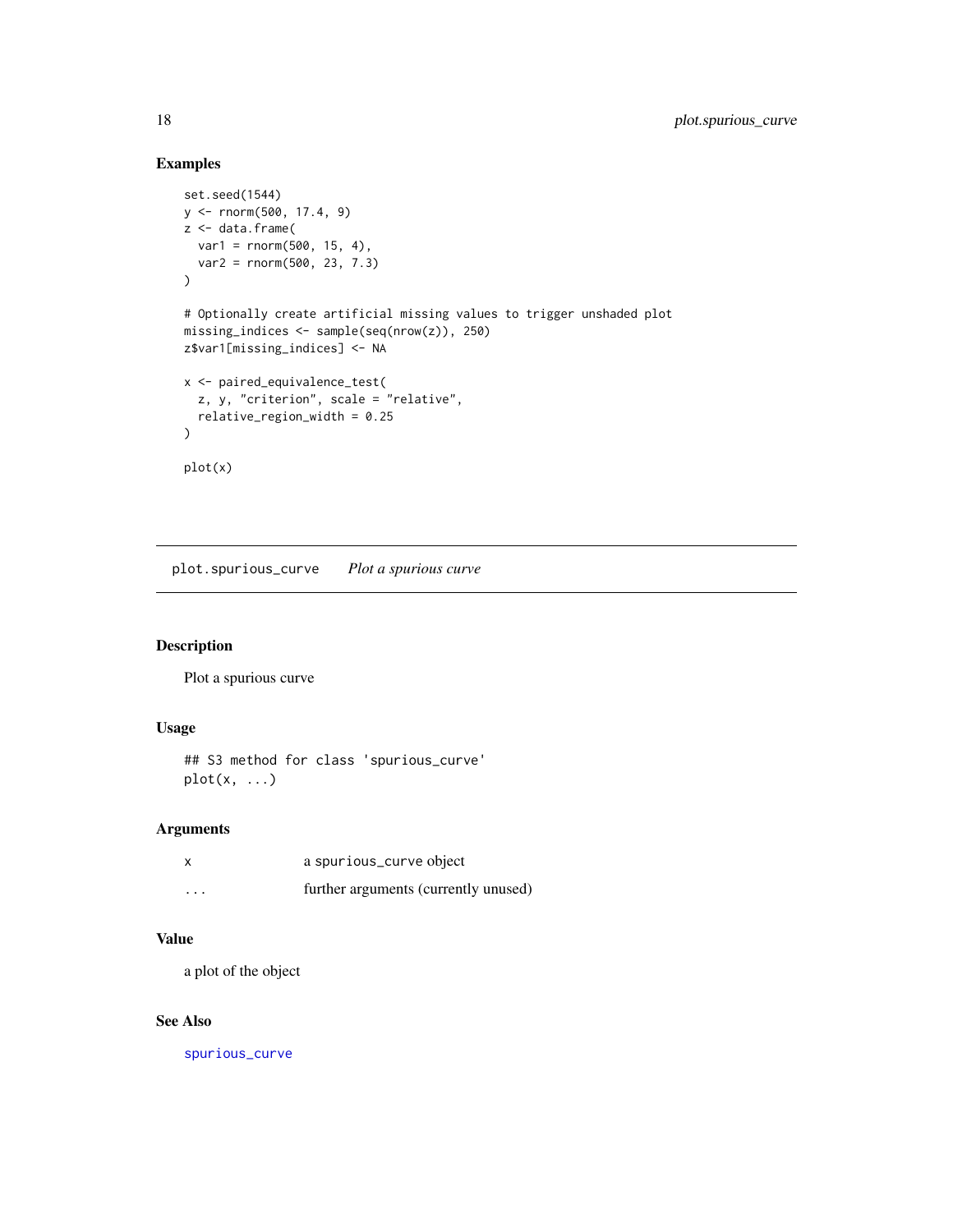### Examples

```
set.seed(1544)
y <- rnorm(500, 17.4, 9)
z <- data.frame(
  var1 = rnorm(500, 15, 4),
  var2 = rnorm(500, 23, 7.3)
)

# Optionally create artificial missing values to trigger unshaded plot
missing_indices <- sample(seq(nrow(z)), 250)
z$var1[missing_indices] <- NA

x <- paired_equivalence_test(
  z, y, "criterion", scale = "relative",
  relative_region_width = 0.25
)

plot(x)
```

---

## plot.spurious_curve *Plot a spurious curve*

---

### Description

Plot a spurious curve

### Usage

```
## S3 method for class 'spurious_curve'
plot(x, ...)
```

### Arguments

| | |
|---|---|
| x | a spurious_curve object |
| ... | further arguments (currently unused) |

### Value

a plot of the object

### See Also

spurious_curve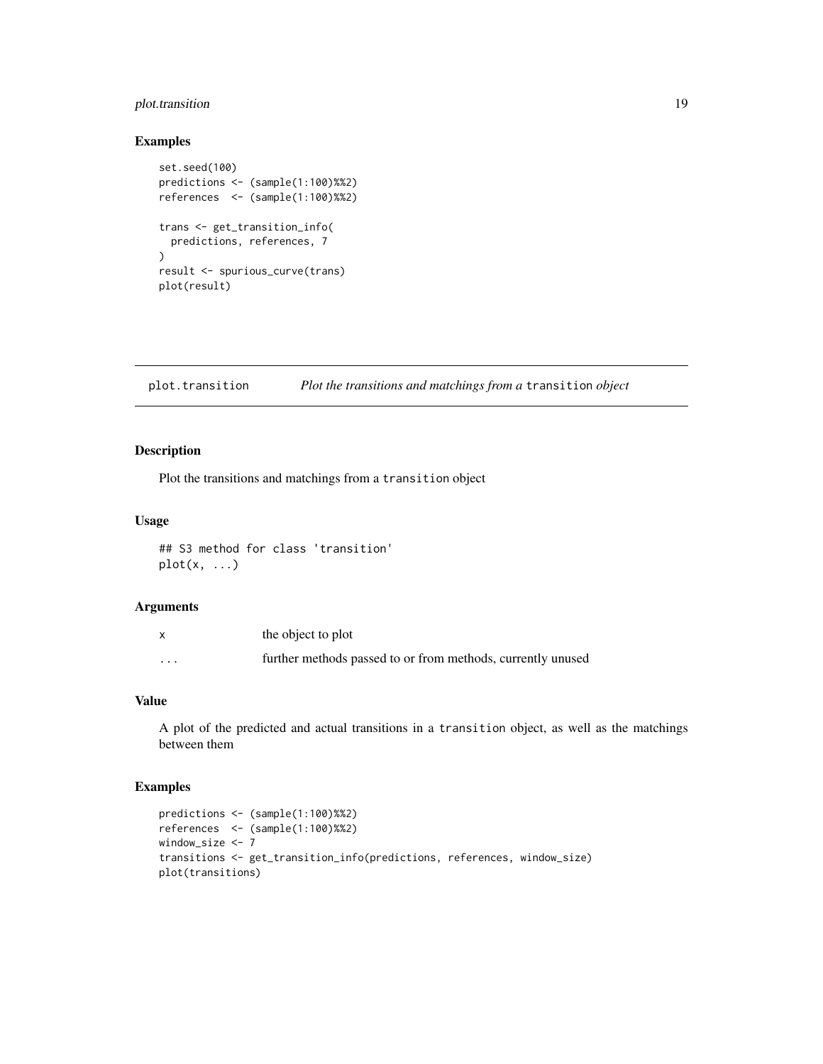## Examples

```
set.seed(100)
predictions <- (sample(1:100)%%2)
references  <- (sample(1:100)%%2)

trans <- get_transition_info(
  predictions, references, 7
)
result <- spurious_curve(trans)
plot(result)
```

---

## plot.transition — *Plot the transitions and matchings from a* `transition` *object*

### Description

Plot the transitions and matchings from a `transition` object

### Usage

```
## S3 method for class 'transition'
plot(x, ...)
```

### Arguments

| | |
|---|---|
| `x` | the object to plot |
| `...` | further methods passed to or from methods, currently unused |

### Value

A plot of the predicted and actual transitions in a `transition` object, as well as the matchings between them

### Examples

```
predictions <- (sample(1:100)%%2)
references  <- (sample(1:100)%%2)
window_size <- 7
transitions <- get_transition_info(predictions, references, window_size)
plot(transitions)
```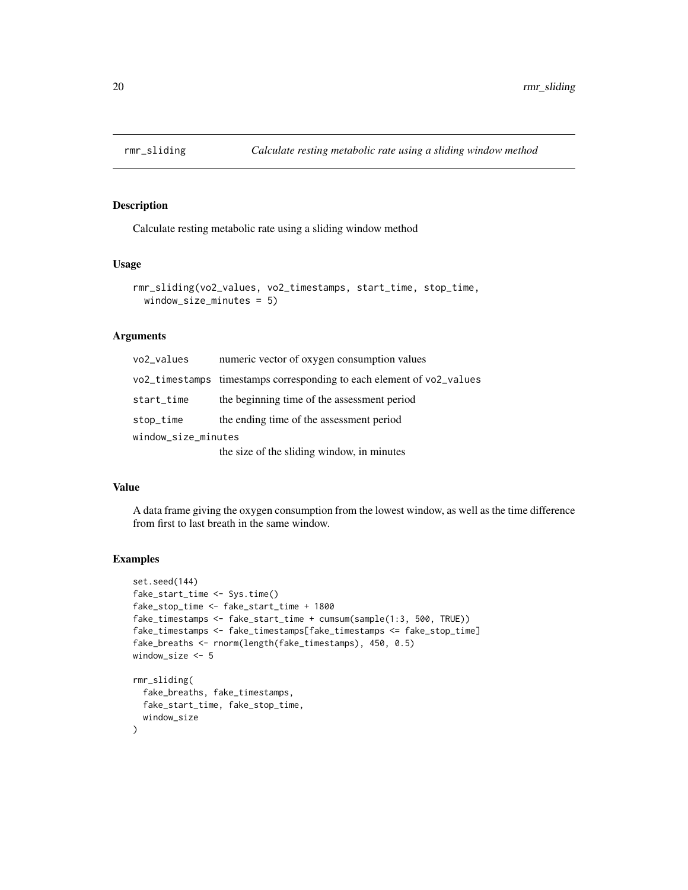## rmr_sliding — *Calculate resting metabolic rate using a sliding window method*

### Description

Calculate resting metabolic rate using a sliding window method

### Usage

```
rmr_sliding(vo2_values, vo2_timestamps, start_time, stop_time,
  window_size_minutes = 5)
```

### Arguments

| Argument | Description |
|---|---|
| vo2_values | numeric vector of oxygen consumption values |
| vo2_timestamps | timestamps corresponding to each element of vo2_values |
| start_time | the beginning time of the assessment period |
| stop_time | the ending time of the assessment period |
| window_size_minutes | the size of the sliding window, in minutes |

### Value

A data frame giving the oxygen consumption from the lowest window, as well as the time difference from first to last breath in the same window.

### Examples

```
set.seed(144)
fake_start_time <- Sys.time()
fake_stop_time <- fake_start_time + 1800
fake_timestamps <- fake_start_time + cumsum(sample(1:3, 500, TRUE))
fake_timestamps <- fake_timestamps[fake_timestamps <= fake_stop_time]
fake_breaths <- rnorm(length(fake_timestamps), 450, 0.5)
window_size <- 5

rmr_sliding(
  fake_breaths, fake_timestamps,
  fake_start_time, fake_stop_time,
  window_size
)
```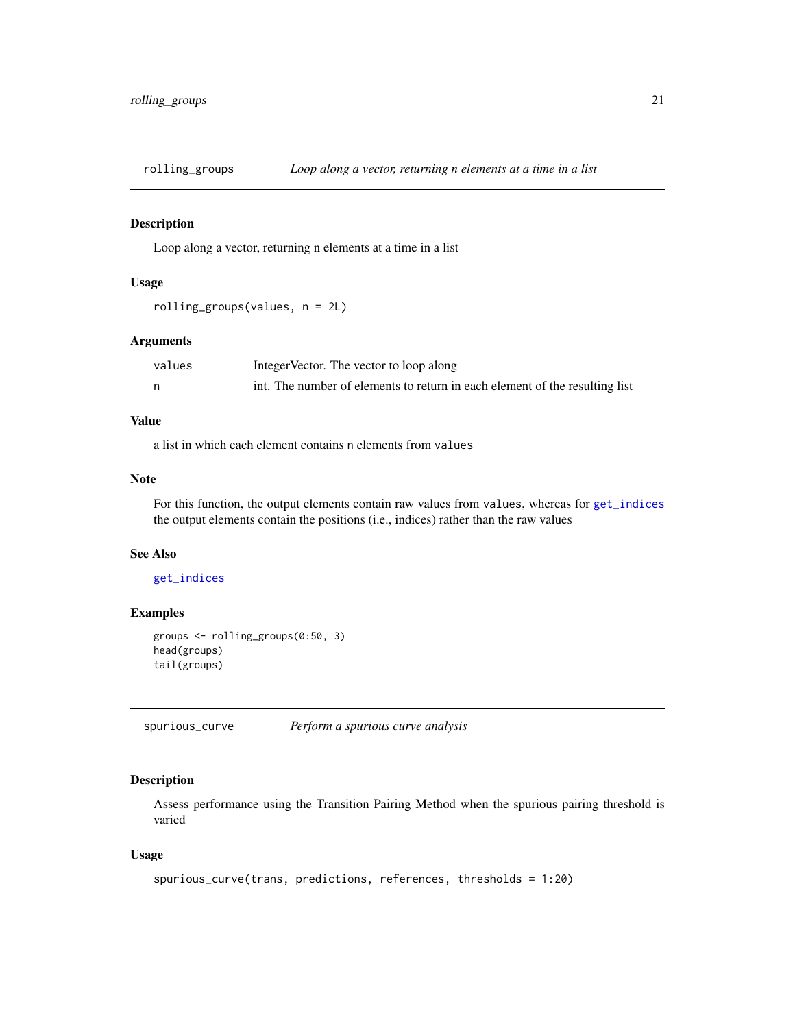## rolling_groups *Loop along a vector, returning n elements at a time in a list*

### Description

Loop along a vector, returning n elements at a time in a list

### Usage

```
rolling_groups(values, n = 2L)
```

### Arguments

| | |
|---|---|
| values | IntegerVector. The vector to loop along |
| n | int. The number of elements to return in each element of the resulting list |

### Value

a list in which each element contains `n` elements from `values`

### Note

For this function, the output elements contain raw values from `values`, whereas for `get_indices` the output elements contain the positions (i.e., indices) rather than the raw values

### See Also

`get_indices`

### Examples

```
groups <- rolling_groups(0:50, 3)
head(groups)
tail(groups)
```

## spurious_curve *Perform a spurious curve analysis*

### Description

Assess performance using the Transition Pairing Method when the spurious pairing threshold is varied

### Usage

```
spurious_curve(trans, predictions, references, thresholds = 1:20)
```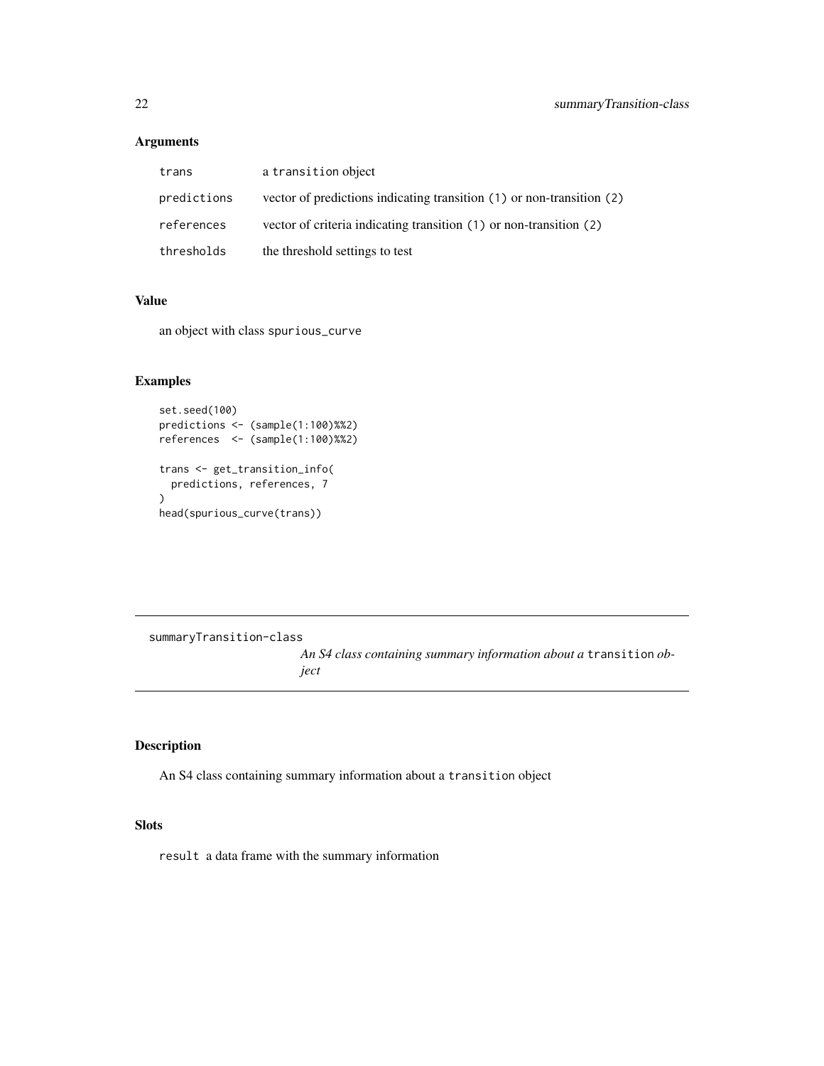## Arguments

| | |
|---|---|
| trans | a transition object |
| predictions | vector of predictions indicating transition (1) or non-transition (2) |
| references | vector of criteria indicating transition (1) or non-transition (2) |
| thresholds | the threshold settings to test |

## Value

an object with class spurious_curve

## Examples

```
set.seed(100)
predictions <- (sample(1:100)%%2)
references  <- (sample(1:100)%%2)

trans <- get_transition_info(
  predictions, references, 7
)
head(spurious_curve(trans))
```

---

# summaryTransition-class

*An S4 class containing summary information about a* transition *object*

## Description

An S4 class containing summary information about a transition object

## Slots

result a data frame with the summary information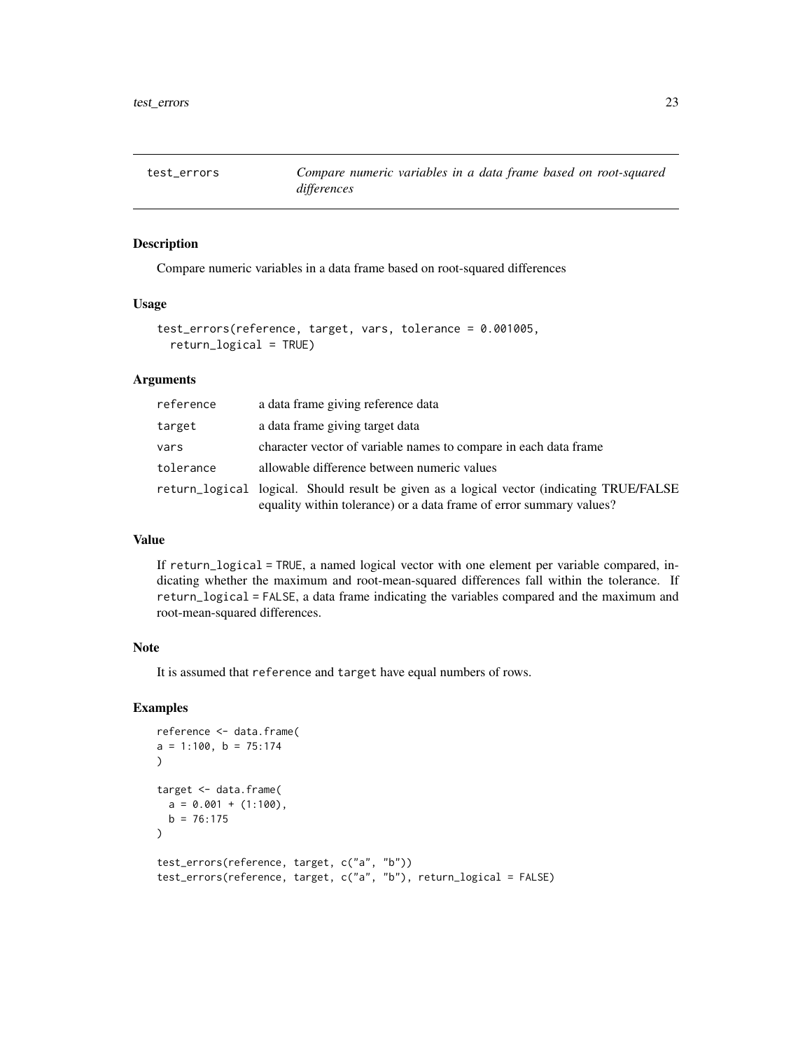## test_errors — *Compare numeric variables in a data frame based on root-squared differences*

### Description

Compare numeric variables in a data frame based on root-squared differences

### Usage

```
test_errors(reference, target, vars, tolerance = 0.001005,
  return_logical = TRUE)
```

### Arguments

| | |
|---|---|
| `reference` | a data frame giving reference data |
| `target` | a data frame giving target data |
| `vars` | character vector of variable names to compare in each data frame |
| `tolerance` | allowable difference between numeric values |
| `return_logical` | logical. Should result be given as a logical vector (indicating TRUE/FALSE equality within tolerance) or a data frame of error summary values? |

### Value

If `return_logical = TRUE`, a named logical vector with one element per variable compared, indicating whether the maximum and root-mean-squared differences fall within the tolerance. If `return_logical = FALSE`, a data frame indicating the variables compared and the maximum and root-mean-squared differences.

### Note

It is assumed that `reference` and `target` have equal numbers of rows.

### Examples

```
reference <- data.frame(
a = 1:100, b = 75:174
)

target <- data.frame(
  a = 0.001 + (1:100),
  b = 76:175
)

test_errors(reference, target, c("a", "b"))
test_errors(reference, target, c("a", "b"), return_logical = FALSE)
```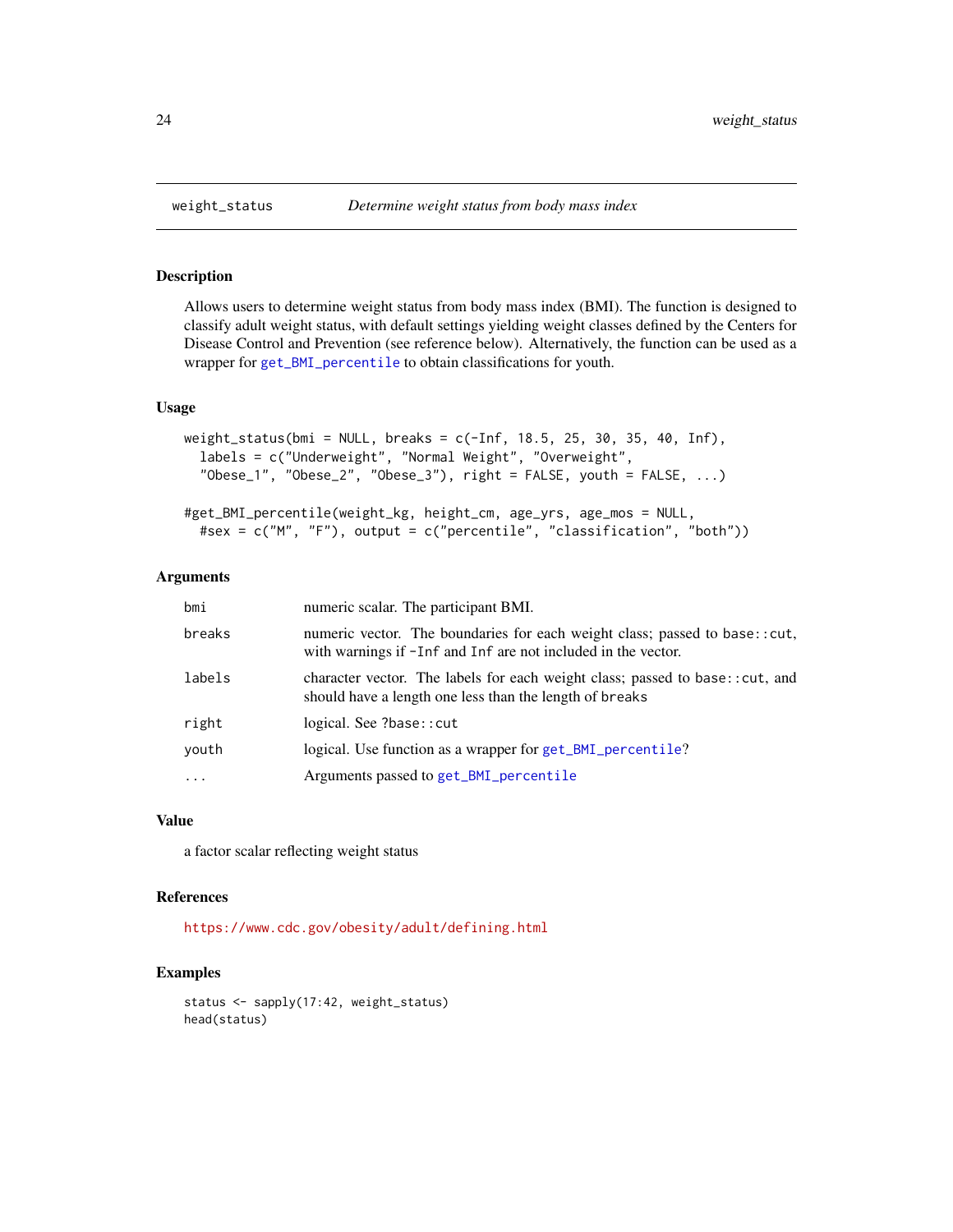## weight_status — *Determine weight status from body mass index*

### Description

Allows users to determine weight status from body mass index (BMI). The function is designed to classify adult weight status, with default settings yielding weight classes defined by the Centers for Disease Control and Prevention (see reference below). Alternatively, the function can be used as a wrapper for `get_BMI_percentile` to obtain classifications for youth.

### Usage

```
weight_status(bmi = NULL, breaks = c(-Inf, 18.5, 25, 30, 35, 40, Inf),
  labels = c("Underweight", "Normal Weight", "Overweight",
  "Obese_1", "Obese_2", "Obese_3"), right = FALSE, youth = FALSE, ...)

#get_BMI_percentile(weight_kg, height_cm, age_yrs, age_mos = NULL,
  #sex = c("M", "F"), output = c("percentile", "classification", "both"))
```

### Arguments

| | |
|---|---|
| `bmi` | numeric scalar. The participant BMI. |
| `breaks` | numeric vector. The boundaries for each weight class; passed to `base::cut`, with warnings if `-Inf` and `Inf` are not included in the vector. |
| `labels` | character vector. The labels for each weight class; passed to `base::cut`, and should have a length one less than the length of `breaks` |
| `right` | logical. See `?base::cut` |
| `youth` | logical. Use function as a wrapper for `get_BMI_percentile`? |
| `...` | Arguments passed to `get_BMI_percentile` |

### Value

a factor scalar reflecting weight status

### References

https://www.cdc.gov/obesity/adult/defining.html

### Examples

```
status <- sapply(17:42, weight_status)
head(status)
```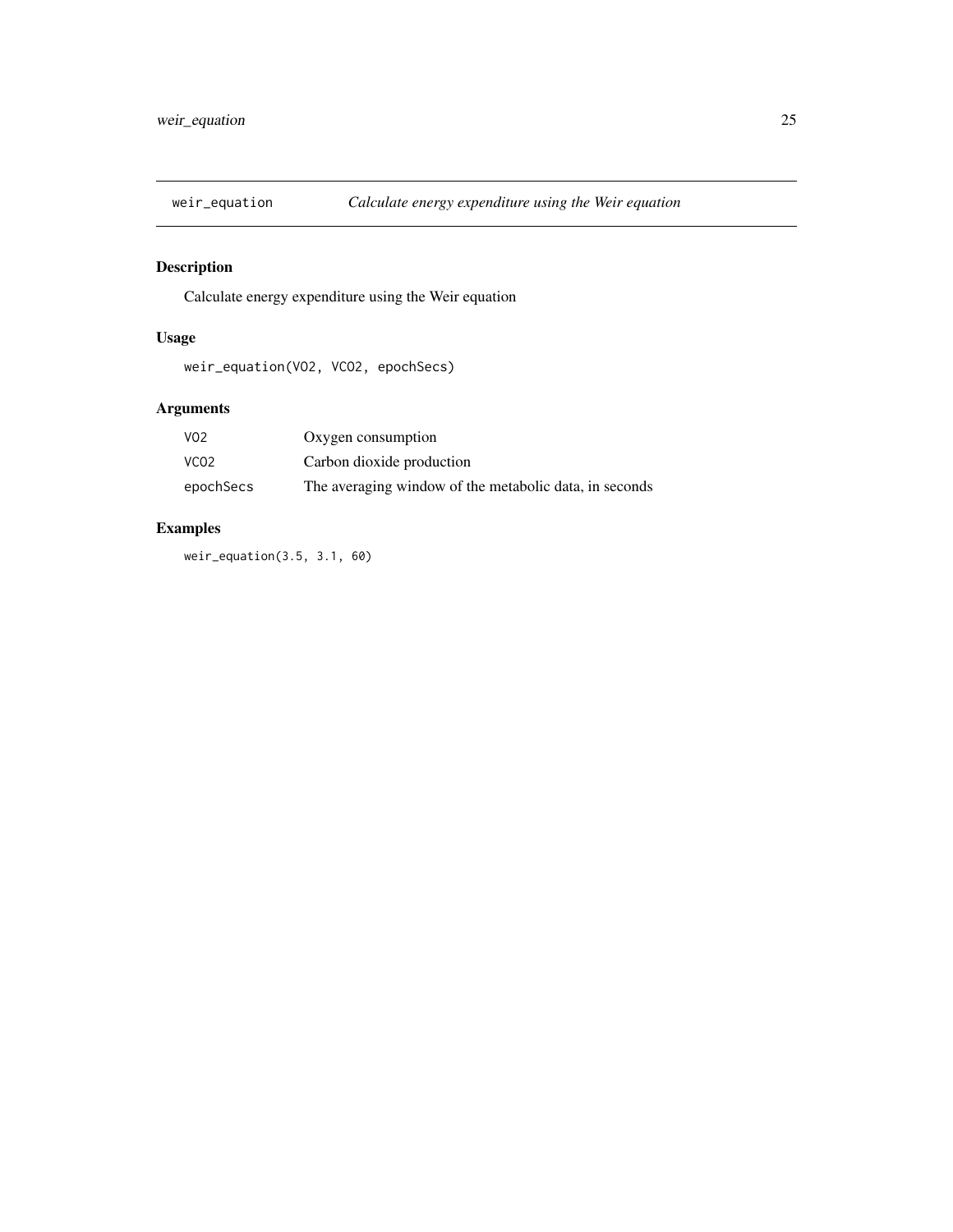## weir_equation — *Calculate energy expenditure using the Weir equation*

### Description

Calculate energy expenditure using the Weir equation

### Usage

```
weir_equation(VO2, VCO2, epochSecs)
```

### Arguments

| | |
|---|---|
| `VO2` | Oxygen consumption |
| `VCO2` | Carbon dioxide production |
| `epochSecs` | The averaging window of the metabolic data, in seconds |

### Examples

```
weir_equation(3.5, 3.1, 60)
```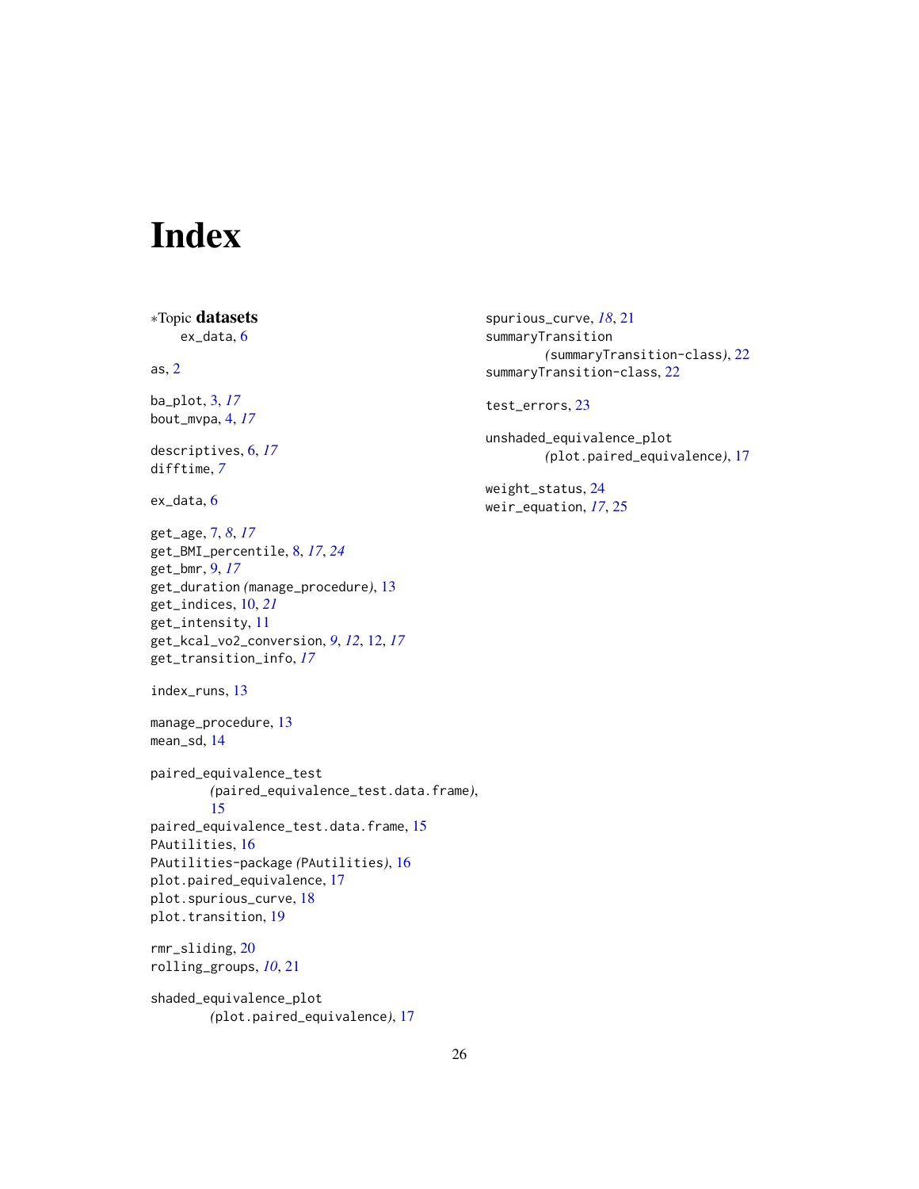# Index

*Topic **datasets**
    ex_data, 6

as, 2

ba_plot, 3, *17*
bout_mvpa, 4, *17*

descriptives, 6, *17*
difftime, *7*

ex_data, 6

get_age, 7, *8*, *17*
get_BMI_percentile, 8, *17*, *24*
get_bmr, 9, *17*
get_duration *(*manage_procedure*)*, 13
get_indices, 10, *21*
get_intensity, 11
get_kcal_vo2_conversion, *9*, *12*, 12, *17*
get_transition_info, *17*

index_runs, 13

manage_procedure, 13
mean_sd, 14

paired_equivalence_test
    *(*paired_equivalence_test.data.frame*)*, 15
paired_equivalence_test.data.frame, 15
PAutilities, 16
PAutilities-package *(*PAutilities*)*, 16
plot.paired_equivalence, 17
plot.spurious_curve, 18
plot.transition, 19

rmr_sliding, 20
rolling_groups, *10*, 21

shaded_equivalence_plot
    *(*plot.paired_equivalence*)*, 17
spurious_curve, *18*, 21
summaryTransition
    *(*summaryTransition-class*)*, 22
summaryTransition-class, 22

test_errors, 23

unshaded_equivalence_plot
    *(*plot.paired_equivalence*)*, 17

weight_status, 24
weir_equation, *17*, 25